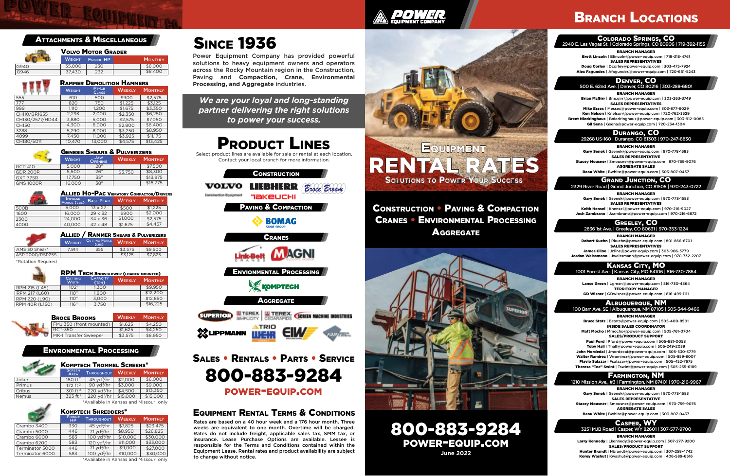## Attachments & Miscellaneous

### Volvo Motor Grader

| | Weight | Engine HP | Monthly |
|---|---|---|---|
| G940 | 35,000 | 230 | $8,000 |
| G946 | 37,430 | 232 | $8,400 |

### Rammer Demolition Hammers

| | Weight | Ft-Lb Class | Weekly | Monthly |
|---|---|---|---|---|
| 555 | 610 | 500 | $900 | $2,575 |
| 777 | 820 | 750 | $1,225 | $3,125 |
| 999 | 1,110 | 1,200 | $1,675 | $3,350 |
| CH110/BR1655 | 2,293 | 2,000 | $2,350 | $6,250 |
| CH130/2577/HD44 | 3,880 | 5,000 | $2,575 | $7,050 |
| CH150 | 4,300 | 6,000 | $2,800 | $8,400 |
| 3288 | 5,290 | 8,000 | $3,250 | $8,950 |
| 4099 | 7,450 | 11,000 | $3,925 | $11,175 |
| CH180/5011 | 10,470 | 13,000 | $4,575 | $13,425 |

### Genesis Shears & Pulverizers

| | Weight | Jaw Opening | Weekly | Monthly |
|---|---|---|---|---|
| GCP 410 | 5,000 | 28" | | $7,500 |
| GDR 200R | 5,500 | 26" | $3,750 | $8,300 |
| GXT 775R | 17,750 | 35" | | $13,975 |
| GMS 1000R | 16,000 | 38" | | $16,775 |

### Allied Ho-Pac Vibratory Compactor/Drivers

| | Impulse Force (lbs) | Base Plate | Weekly | Monthly |
|---|---|---|---|---|
| 500B | 5,000 | 13 x 27 | $500 | $1,225 |
| 1600 | 16,000 | 29 x 32 | $900 | $2,000 |
| 2300 | 24,000 | 34 x 36 | $1,000 | $2,575 |
| 4000 | 40,000 | 42 x 48 | $1,675 | $4,457 |

### Allied / Rammer Shears & Pulverizers

| | Weight | Cutting Force (lbs) | Weekly | Monthly |
|---|---|---|---|---|
| AMS 30 Shear* | 7,914 | 355 | $3,575 | $9,500 |
| ASP 2000/RSP25S | | | $3,125 | $7,825 |

*Rotation Required

### RPM Tech Snowblower (Loader Mounted)

| | Cutting Width | Capacity (TPH) | Weekly | Monthly |
|---|---|---|---|---|
| RPM 215 (L45) | 102" | 1,300 | | $9,950 |
| RPM 217 (L60) | 110" | 1,800 | | $12,200 |
| RPM 220 (L90) | 110" | 3,000 | | $12,850 |
| RPM 40R (L150) | 116" | 3,750 | | $16,225 |

### Broce Brooms

| | Weekly | Monthly |
|---|---|---|
| FMJ 350 (front mounted) | $1,625 | $4,250 |
| RCT-350 | $1,625 | $4,250 |
| MK-1 Transfer Sweeper | $3,575 | $8,950 |

## Envronmental Processing

### Komptech Trommel Screens*

| | Screen Area | Throughout | Weekly | Monthly |
|---|---|---|---|---|
| Joker | 180 ft² | 45 yd³/hr | $2,000 | $6,000 |
| Primus | 172 ft² | 90 yd³/hr | $3,000 | $9,000 |
| Cribus | 301 ft² | 220 yd³/hr | $4,500 | $13,350 |
| Nemus | 323 ft² | 220 yd³/hr | $15,000 | $15,000 |

*Available in Kansas and Missouri only

### Komptech Shredders*

| | Engine HP | Throughout | Weekly | Monthly |
|---|---|---|---|---|
| Crambo 3400 | 330 | 45 yd³/hr | $7,825 | $23,475 |
| Crambo 5000 | 446 | 71 yd³/hr | $8,950 | $26,825 |
| Crambo 6000 | 583 | 100 yd³/hr | $10,000 | $30,000 |
| Crambo 6200 | 583 | 120 yd³/hr | $11,000 | $33,000 |
| Terminator 5000 | 446 | 71 yd³/hr | $9,000 | $27,000 |
| Terminator 6000 | 583 | 100 yd³/hr | $10,000 | $30,000 |

*Available in Kansas and Missouri only

# Since 1936

Power Equipment Company has provided powerful solutions to heavy equipment owners and operators across the Rocky Mountain region in the Construction, Paving and **Compaction, Crane, Environmental Processing, and Aggregate** industries.

*We are your loyal and long-standing partner delivering the right solutions to power your success.*

# Product Lines

Select product lines are available for sale or rental at each location. Contact your local branch for more information.

**Construction**

**Paving & Compaction**

**Cranes**

**Envionmental Processing**

**Aggregate**

## Sales • Rentals • Parts • Service

**800-883-9284**

**POWER-EQUIP.COM**

## Equipment Rental Terms & Conditions

Rates are based on a 40 hour week and a 176 hour month. Three weeks are equivalent to one month. Overtime will be charged. Rates do not include freight, applicable sales tax, SMM tax, or insurance. Lease Purchase Options are available. Lessee is responsible for the Terms and Conditions contained within the Equipment Lease. Rental rates and product availability are subject to change without notice.

# Equipment Rental Rates

Solutions to Power Your Success

**Construction • Paving & Compaction**
**Cranes • Environmental Processing**
**Aggregate**

**800-883-9284**
**POWER-EQUIP.COM**
June 2022

# Branch Locations

### Colorado Springs, CO
2940 E. Las Vegas St. | Colorado Springs, CO 80906 | 719-392-1155

**BRANCH MANAGER**
**Brett Lincoln** | Blincoln@power-equip.com | 719-318-4761
**SALES REPRESENTATIVES**
**Doug Corley** | Dcorley@power-equip.com | 303-475-7924
**Alex Fagundes** | Afagundes@power-equip.com | 720-661-5243

### Denver, CO
500 E. 62nd Ave. | Denver, CO 80216 | 303-288-6801

**BRANCH MANAGER**
**Brian McGirr** | Bmcgirr@power-equip.com | 303-263-3749
**SALES REPRESENTATIVES**
**Mike Essex** | Messex@power-equip.com | 303-877-6029
**Ken Nelson** | Knelson@power-equip.com | 720-762-3529
**Brent Niedringhaus** | Bniedringhaus@power-equip.com | 303-912-0085
**Gil Sena** | Gsena@power-equip.com | 720-234-1304

### Durango, CO
29268 US-160 | Durango, CO 81303 | 970-247-8830

**BRANCH MANAGER**
**Gary Senek** | Gsenek@power-equip.com | 970-778-1583
**SALES REPRESENTATIVE**
**Stacey Mousner** | Smousner@power-equip.com | 970-759-9076
**AGGREGATE SALES**
**Beau White** | Bwhite@power-equip.com | 303-807-0437

### Grand Junction, CO
2329 River Road | Grand Junction, CO 81505 | 970-243-0722

**BRANCH MANAGER**
**Gary Senek** | Gsenek@power-equip.com | 970-778-1583
**SALES REPRESENTATIVES**
**Keith Hensel** | Khensel@power-equip.com | 970-216-9027
**Josh Zambrano** | Jzambrano@power-equip.com | 970-216-6872

### Greeley, CO
2836 1st Ave. | Greeley, CO 80631 | 970-353-1224

**BRANCH MANAGER**
**Robert Kuehn** | Rkuehn@power-equip.com | 801-866-6701
**SALES REPRESENTATIVES**
**James Cline** | Jcline@power-equip.com | 303-906-3779
**Jordan Weissmann** | Jweissmann@power-equip.com | 970-732-2207

### Kansas City, MO
1001 Forest Ave. | Kansas City, MO 64106 | 816-730-7864

**BRANCH MANAGER**
**Lance Green** | Lgreen@power-equip.com | 816-730-4864
**TERRITORY MANAGER**
**GD Wisner** | GDwisner@power-equip.com | 816-499-1111

### Albuquerque, NM
100 Barr Ave. SE | Albuquerque, NM 87105 | 505-344-9466

**BRANCH MANAGER**
**Bruce Stats** | Bstats@power-equip.com | 505-400-8501
**INSIDE SALES COORDINATOR**
**Matt Mocho** | Mmocho@power-equip.com | 505-761-0704
**SALES/PRODUCT SUPPORT**
**Paul Ford** | Pford@power-equip.com | 505-681-0058
**Toby Hall** | Thall@power-equip.com | 505-249-2039
**John Mordedai** | Jmordecai@power-equip.com | 505-530-3779
**Walter Ramirez** | Wramirez@power-equip.com | 505-859-8007
**Flavio Salazar** | Fsalazar@power-equip.com | 505-452-7675
**Theresa "Tee" Swint** | Tswint@power-equip.com | 505-235-6189

### Farmington, NM
1210 Mission Ave., #3 | Farmington, NM 87401 | 970-216-9967

**BRANCH MANAGER**
**Gary Senek** | Gsenek@power-equip.com | 970-778-1583
**SALES REPRESENTATIVE**
**Stacey Mousner** | Smousner@power-equip.com | 970-759-9076
**AGGREGATE SALES**
**Beau White** | Bwhite@power-equip.com | 303-807-0437

### Casper, WY
3251 MJB Road | Casper, WY 82601 | 307-577-9700

**BRANCH MANAGER**
**Larry Kennedy** | Lkennedy@power-equip.com | 307-277-9200
**SALES/PRODUCT SUPPORT**
**Hunter Brandt** | Hbrandt@power-equip.com | 307-258-4742
**Korey Washut** | Kwashut@power-equip.com | 406-589-6516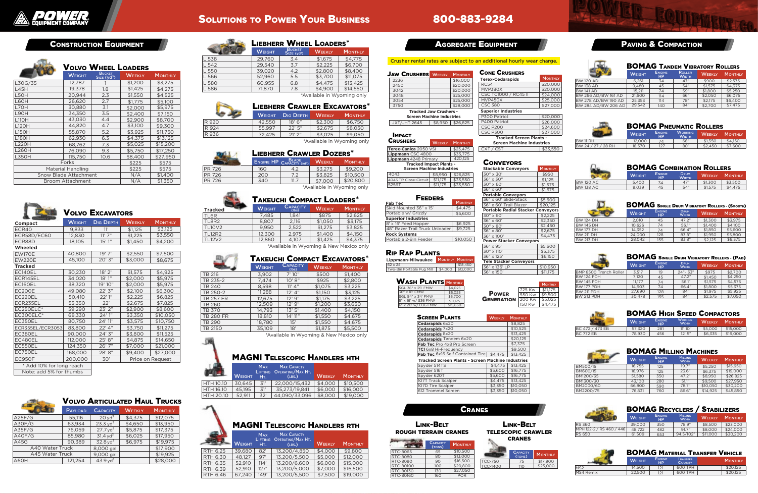# Solutions to Power Your Business

800-883-9284

## Construction Equipment

### Volvo Wheel Loaders

| | Weight | Bucket Size (yd³) | Weekly | Monthly |
|---|---|---|---|---|
| L30G/35 | 12,787 | 1 | $1,200 | $3,275 |
| L45H | 19,378 | 1.8 | $1,425 | $4,275 |
| L50H | 20,944 | 2.3 | $1,550 | $4,525 |
| L60H | 26,620 | 2.7 | $1,775 | $5,100 |
| L70H | 30,880 | 3.1 | $2,000 | $5,975 |
| L90H | 34,350 | 3.5 | $2,400 | $7,150 |
| L110H | 43,030 | 4.4 | $2,900 | $8,700 |
| L120H | 44,820 | 4.7 | $3,100 | $9,300 |
| L150H | 55,870 | 5.2 | $3,925 | $11,750 |
| L180H | 62,930 | 6.3 | $4,375 | $13,125 |
| L220H | 68,762 | 7.3 | $5,025 | $15,200 |
| L260H | 76,090 | 9.3 | $5,750 | $17,250 |
| L350H | 115,750 | 10.6 | $8,400 | $27,950 |
| Forks | | | $225 | $575 |
| Material Handling | | | $225 | $575 |
| Snow Blade Attachment | | | N/A | $1,400 |
| Broom Attachment | | | N/A | $1,350 |

### Volvo Excavators

| Compact | Weight | Dig Depth | Weekly | Monthly |
|---|---|---|---|---|
| ECR40 | 9,833 | 11' | $1,125 | $3,125 |
| ECR58D/EC60 | 12,830 | 11' 7" | $1,225 | $3,550 |
| ECR88D | 18,105 | 15' 1" | $1,450 | $4,200 |
| **Wheeled** | | | | |
| EW170E | 40,800 | 19' 7" | $2,550 | $7,500 |
| EW220E | 45,100 | 20' 3" | $3,000 | $8,675 |
| **Tracked** | | | | |
| EC140EL | 30,230 | 18' 2" | $1,575 | $4,925 |
| ECR145EL | 34,020 | 18' 1" | $2,000 | $5,975 |
| EC160EL | 38,320 | 19' 10" | $2,000 | $5,975 |
| EC200E | 49,080 | 22' 3" | $2,100 | $6,300 |
| EC220EL | 50,410 | 22' 1" | $2,225 | $6,825 |
| ECR235EL | 55,350 | 22' | $2,675 | $7,825 |
| EC250ELC* | 59,290 | 23' 2" | $2,900 | $8,600 |
| EC300ELC* | 68,330 | 24' 1" | $3,350 | $10,050 |
| EC350EL | 80,750 | 24' 11" | $3,575 | $10,750 |
| ECR355EL/ECR305 | 83,800 | 22' 4" | $3,750 | $11,275 |
| EC380EL | 90,000 | 24' 3" | $3,800 | $11,525 |
| EC480EL | 112,000 | 25' 8" | $4,875 | $14,650 |
| EC550EL | 124,350 | 26' 7" | $7,000 | $21,000 |
| EC750EL | 168,000 | 28' 8" | $9,400 | $27,000 |
| EC950F | 200,000 | 30' | Price on Request | |

\* Add 10% for long reach
Note: add 5% for thumbs

### Volvo Articulated Haul Trucks

| | Payload | Capacity | Weekly | Monthly |
|---|---|---|---|---|
| A25F/G | 55,116 | 20 yd³ | $4,375 | $12,075 |
| A30F/G | 63,934 | 23.3 yd³ | $4,650 | $13,950 |
| A35F/G | 76,059 | 27.7 yd³ | $5,875 | $17,375 |
| A40F/G | 85,980 | 31.4 yd³ | $6,025 | $17,950 |
| A45G | 90,389 | 32.8 yd³ | $6,975 | $19,975 |
| A40 Water Truck | | 8,000 gal | | $17,900 |
| A45 Water Truck | | 9,000 gal | | $19,925 |
| A60H | 121,254 | 43.9 yd³ | | $28,000 |

### Liebherr Wheel Loaders*

| | Weight | Bucket Size (yd³) | Weekly | Monthly |
|---|---|---|---|---|
| L 538 | 29,760 | 3.4 | $1,675 | $4,775 |
| L 542 | 29,540 | 3.7 | $2,225 | $6,700 |
| L 550 | 39,020 | 4.2 | $2,800 | $8,400 |
| L 566 | 52,960 | 5.5 | $3,700 | $11,075 |
| L 580 | 60,955 | 6.8 | $4,475 | $13,425 |
| L 586 | 71,870 | 7.8 | $4,900 | $14,550 |

\*Available in Wyoming only

### Liebherr Crawler Excavators*

| | Weight | Dig Depth | Weekly | Monthly |
|---|---|---|---|---|
| R 920 | 42,550 | 18' 6" | $2,300 | $6,750 |
| R 924 | 55,997 | 22' 5" | $2,675 | $8,050 |
| R 936 | 72,425 | 21' 2" | $3,025 | $9,050 |

\*Available in Wyoming only

### Liebherr Crawler Dozers*

| | Engine HP | Blade Capacity (yd³) | Weekly | Monthly |
|---|---|---|---|---|
| PR 726 | 160 | 4.2 | $3,275 | $9,200 |
| PR 726 | 200 | 7.2 | $3,825 | $10,500 |
| PR 726 | 340 | 11.7 | $7,000 | $20,800 |

\*Available in Wyoming only

### Takeuchi Compact Loaders*

| Tracked | Weight | Capacity (lbs) | Weekly | Monthly |
|---|---|---|---|---|
| TL6R | 7,485 | 1,841 | $875 | $2,625 |
| TL8R2 | 8,807 | 2,116 | $1,050 | $3,175 |
| TL10V2 | 9,950 | 2,522 | $1,275 | $3,825 |
| TL12R2 | 12,300 | 2,975 | $1,400 | $4,150 |
| TL12V2 | 12,860 | 4,107 | $1,425 | $4,375 |

\*Available in Wyoming & New Mexico only

### Takeuchi Compact Excavators*

| | Weight | Capacity (lbs) | Weekly | Monthly |
|---|---|---|---|---|
| TB 216 | 3,902 | 7' 10" | $500 | $1,400 |
| TB 235-2 | 7,474 | 10' 8" | $925 | $2,800 |
| TB 240 | 8,598 | 11' 4" | $1,075 | $3,225 |
| TB 250-2 | 11,288 | 12' 4" | $1,150 | $3,125 |
| TB 257 FR | 12,675 | 12' 9" | $1,175 | $3,225 |
| TB 260 | 12,509 | 12' 9" | $1,200 | $3,650 |
| TB 370 | 14,793 | 13' 5" | $1,400 | $4,150 |
| TB 280 FR | 18,810 | 14' 11" | $1,550 | $4,675 |
| TB 290 | 18,780 | 15' | $1,550 | $4,675 |
| TB 2150 | 35,109 | 18' | $1,875 | $5,500 |

\*Available in Wyoming & New Mexico only

### MAGNI Telescopic Handlers HTH

| | Weight | Max Lifting Ht. | Max Capacity Operating/Max Ht. (lbs.) | Weekly | Monthly |
|---|---|---|---|---|---|
| HTH 10.10 | 30,645 | 31' | 22,000/15,432 | $4,000 | $10,500 |
| HTH 16.10 | 45,195 | 31' | 35,273/19,841 | $6,000 | $16,000 |
| HTH 20.10 | 52,911 | 32' | 44,090/33,096 | $8,000 | $19,000 |

### MAGNI Telescopic Handlers RTH

| | Weight | Max Ht. | Max Capacity Operating/Max Ht. (lbs.) | Weekly | Monthly |
|---|---|---|---|---|---|
| RTH 6.25 | 39,680 | 82' | 13,200/4,850 | $4,000 | $9,800 |
| RTH 6.30 | 48,127 | 97' | 13,200/5,500 | $5,000 | $12,000 |
| RTH 6.35 | 52,910 | 114' | 13,200/6,600 | $6,000 | $15,000 |
| RTH 6.39 | 52,910 | 127' | 13,200/5,000 | $7,000 | $16,500 |
| RTH 6.46 | 67,240 | 149' | 13,200/5,500 | $7,500 | $19,000 |

## Aggregate Equipment

Crusher rental rates are subject to an additional hourly wear charge.

### Jaw Crushers

| | Weekly | Monthly |
|---|---|---|
| 2236 | | $16,000 |
| 2450 | | $20,000 |
| 3042 | | $20,000 |
| 3048 | | $25,000 |
| 3054 | | $25,000 |
| 3750 | | $28,000 |
| **Tracked Jaw Crushers - Screen Machine Industries** | | |
| JXT/JHT 2645 | $8,950 | $26,825 |

### Impact Crushers

| | Weekly | Monthly |
|---|---|---|
| Terex-Canica 2050 VSI | | $23,475 |
| Lippmann CSC 4800 | | $35,775 |
| Lippmann 4248 Primary | | 420,125 |
| **Tracked Impact Plants - Screen Machine Industries** | | |
| 4043 | $8,950 | $26,825 |
| 4043 TR Close-Circuit | $11,175 | $33,550 |
| 5256T | $11,175 | $33,550 |

### Feeders

| | Monthly |
|---|---|
| **Fab Tec** | |
| Skid Mounted 36" x 15' | $4,475 |
| Portable w/ Grizzly | $5,600 |
| **Superior Industries** | |
| 8' x 16' Feed Hopper | $6,925 |
| 48" Razer Trail Truck Unloader | $9,725 |
| **Rock Systems** | |
| Portable 2-Bin Feeder | $10,050 |

### Rip Rap Plants

| Lippmann-Milwaukee | Monthly | Monthly |
|---|---|---|
| 62 x 24 | | $18,450 |
| Two-Bin Portable Pug Mill | $4,000 | $12,000 |

### Wash Plants

| | Monthly |
|---|---|
| SGL 36" x 25' FMW | $4,025 |
| 36" x 18' CMW | $5,025 |
| SGL 54" x 34' FMW | $6,700 |
| 5" x 16' w/ 536 FMW | $11,175 |
| 6" x 20' w/ D36 FMW | $15,650 |

### Cone Crushers

| | Monthly |
|---|---|
| **Terex-Cedarapids** | |
| RC54 | $20,000 |
| MVP380X | $20,000 |
| CSC TC1000 / RC45 II | $24,000 |
| MVP450X | $25,000 |
| CSC 380 | $27,000 |
| **Superior Industries** | |
| P300 Patriot | $20,000 |
| P400 Patriot | $26,000 |
| CSC P200 | $24,600 |
| CSC P300 | $27,000 |
| **Tracked Screen Plants - Screen Machine Industries** | |
| CXT / CST | $33,550 |

### Conveyors

| | Monthly |
|---|---|
| **Stackable Conveyors** | |
| 30" x 30' | $950 |
| 36" x 30' | $1,125 |
| 30" x 60' | $1,575 |
| 36" x 60' | $1,675 |
| **Portable Conveyors** | |
| 36" x 60' Slide-Stack | $5,600 |
| 36" x 60' Trail Blazer | $20,125 |
| **Portable Radial Stacker Conveyors** | |
| 30" x 60' | $2,225 |
| 36" x 60' | $2,350 |
| 30" x 80' | $2,450 |
| 36" x 80' | $2,675 |
| 36" x 100' | $4,475 |
| **Power Stacker Conveyors** | |
| 36" x 95' | $5,600 |
| 30" x 110' | $5,375 |
| 36" x 125' | $6,150 |
| **Tele Stacker Conveyors** | |
| 36" x 136' LP | $10,950 |
| 36" x 150' | $11,175 |

### Power Generation

| | Monthly |
|---|---|
| 725 Kw | $11,175 |
| 550 Kw | $9,500 |
| 200 Kw | $5,025 |
| 150 Kw | $4,475 |

### Screen Plants

| | Weekly | Monthly |
|---|---|---|
| **Cedarapids** 6x20 | | $8,825 |
| **Cedarapids** 7x20 | | $10,525 |
| **Cedarapids** 8x20 | | $13,425 |
| **Cedarapids** Tandem 6x20 | | $20,125 |
| **Fab Tec** Pro 4x8 Pro Screen | | $7,375 |
| **TCI** 6x8 Hi-Frequency | | $9,500 |
| **Fab Tec** 6x16 Self Contained Tire | $4,475 | $13,425 |
| **Tracked Screen Plants - Screen Machine Industries** | | |
| Spyder 514TS | $4,475 | $13,425 |
| Spyder 516T | $5,600 | $16,775 |
| Spyder 620T | $5,600 | $16,775 |
| 107T Track Scalper | $4,475 | $13,425 |
| 107D Tire Scalper | $3,350 | $10,050 |
| 612 Trommel Screen | $3,350 | $10,050 |

## Cranes

### Link-Belt Rough Terrain Cranes

| | Capacity (Tons) | Monthly |
|---|---|---|
| RTC-8065 | 65 | $10,500 |
| RTC-8080 | 80 | $13,000 |
| RTC-8090 | 90 | $16,500 |
| RTC-80100 | 100 | $20,800 |
| RTC-80130 | 130 | $27,050 |
| RTC-80160 | 160 | POR |

### Link-Belt Telescopic Crawler Cranes

| | Capacity (Tons) | Monthly |
|---|---|---|
| TCC-750 | 75 | $17,900 |
| TCC-1400 | 110 | $25,000 |

## Paving & Compaction

### BOMAG Tandem Vibratory Rollers

| | Weight | Engine HP | Roller Width | Weekly | Monthly |
|---|---|---|---|---|---|
| BW 120 AD | 6,261 | 34 | 47" | $900 | $2,575 |
| BW 138 AD | 9,480 | 45 | 54" | $1,575 | $4,375 |
| BW 141 AD | 15,211 | 74 | 59" | $1,800 | $5,250 |
| BW 266 AD/BW 161 AD | 21,600 | 114 | 66" | $2,050 | $6,075 |
| BW 278 AD/BW 190 AD | 25,353 | 114 | 78" | $2,175 | $6,400 |
| BW 284 AD/BW 206 AD | 29,542 | 140 | 84" | $2,700 | $7,475 |

### BOMAG Pneumatic Rollers

| | Weight | Engine HP | Working Width | Weekly | Monthly |
|---|---|---|---|---|---|
| BW 11 RH | 12,000 | 74 | 68" | $1,350 | $4,150 |
| BW 24 / 27 / 28 RH | 18,570 | 127 | 80" | $2,450 | $7,600 |

### BOMAG Combination Rollers

| | Weight | Engine HP | Drum Width | Weekly | Monthly |
|---|---|---|---|---|---|
| BW 120 AC | 5,400 | 34 | 47" | $1,300 | $3,500 |
| BW 138 AC | 9,039 | 45 | 54" | $1,575 | $4,475 |

### BOMAG Single Drum Vibratory Rollers - (Smooth)

| | Weight | Engine HP | Drum Width | Weekly | Monthly |
|---|---|---|---|---|---|
| BW 124 DH | 2,010 | 45 | 47.2" | $1,300 | $3,975 |
| BW 145 DH | 10,626 | 74 | 56.1" | $1,400 | $4,100 |
| BW 177 DH | 14,352 | 74 | 66.4" | $1,850 | $5,600 |
| BW 211 DH | 24,000 | 128 | 83.8" | $1,950 | $5,800 |
| BW 213 DH | 28,042 | 155 | 83.8" | $2,125 | $6,375 |

### BOMAG Single Drum Vibratory Rollers - (Pad)

| | Weight | Engine HP | Drum Width | Weekly | Monthly |
|---|---|---|---|---|---|
| BMP 8500 Trench Roller | 3,517 | 19 | 24"- 33" | $975 | $2,700 |
| BW 124 PDH | 7,120 | 45 | 47.2" | $1,450 | $4,250 |
| BW 145 PDH | 11,177 | 74 | 56.1" | $1,575 | $4,575 |
| BW 177 PDH | 14,903 | 74 | 66.4" | $1,800 | $5,375 |
| BW 211 PDH | 27,690 | 128 | 84" | $1,975 | $5,925 |
| BW 213 PDH | 30,478 | 155 | 84" | $2,575 | $7,050 |

### BOMAG High Speed Compactors

| | Weight | Engine HP | Working Width | Weekly | Monthly |
|---|---|---|---|---|---|
| BC 472 / 473 EB | 57,320 | 281 | 11' 10" | $5,000 | $15,000 |
| BC 772 EB | 78,930 | 456 | 12' 5" | $6,335 | $19,000 |

### BOMAG Milling Machines

| | Weight | Engine HP | Milling Width | Weekly | Monthly |
|---|---|---|---|---|---|
| BM500/15 | 16,755 | 125 | 19.7" | $5,250 | $15,650 |
| BM600/15 | 16,976 | 125 | 23.6" | $6,375 | $19,000 |
| BM1200/35 | 51,580 | 350 | 47.2" | $8,950 | $26,825 |
| BM1300/30 | 43,100 | 280 | 51.1" | $9,300 | $27,950 |
| BM2000/60 | 66,800 | 590 | 78.7" | $10,050 | $30,200 |
| BM2200/75 | 76,831 | 760 | 86.6" | $14,925 | $45,850 |

### BOMAG Recyclers / Stabilizers

| | Weight | Engine HP | Milling Width | Weekly | Monthly |
|---|---|---|---|---|---|
| RS 360 | 39,000 | 350 | 78.9" | $8,500 | $23,000 |
| MPH 122-2 / RS 460 / 446 | 48,722 | 482 | 91.7" | $8,000 | $24,000 |
| RS 650 | 61,509 | 653 | 94.5/102" | $11,000 | $30,200 |

### BOMAG Material Transfer Vehicle

| | Weight | Engine HP | Transfer Capacity | Monthly |
|---|---|---|---|---|
| MS2 | 14,500 | 121 | 600 TPH | $20,125 |
| MS4 Remix | 22,500 | 121 | 600 TPH | $20,125 |